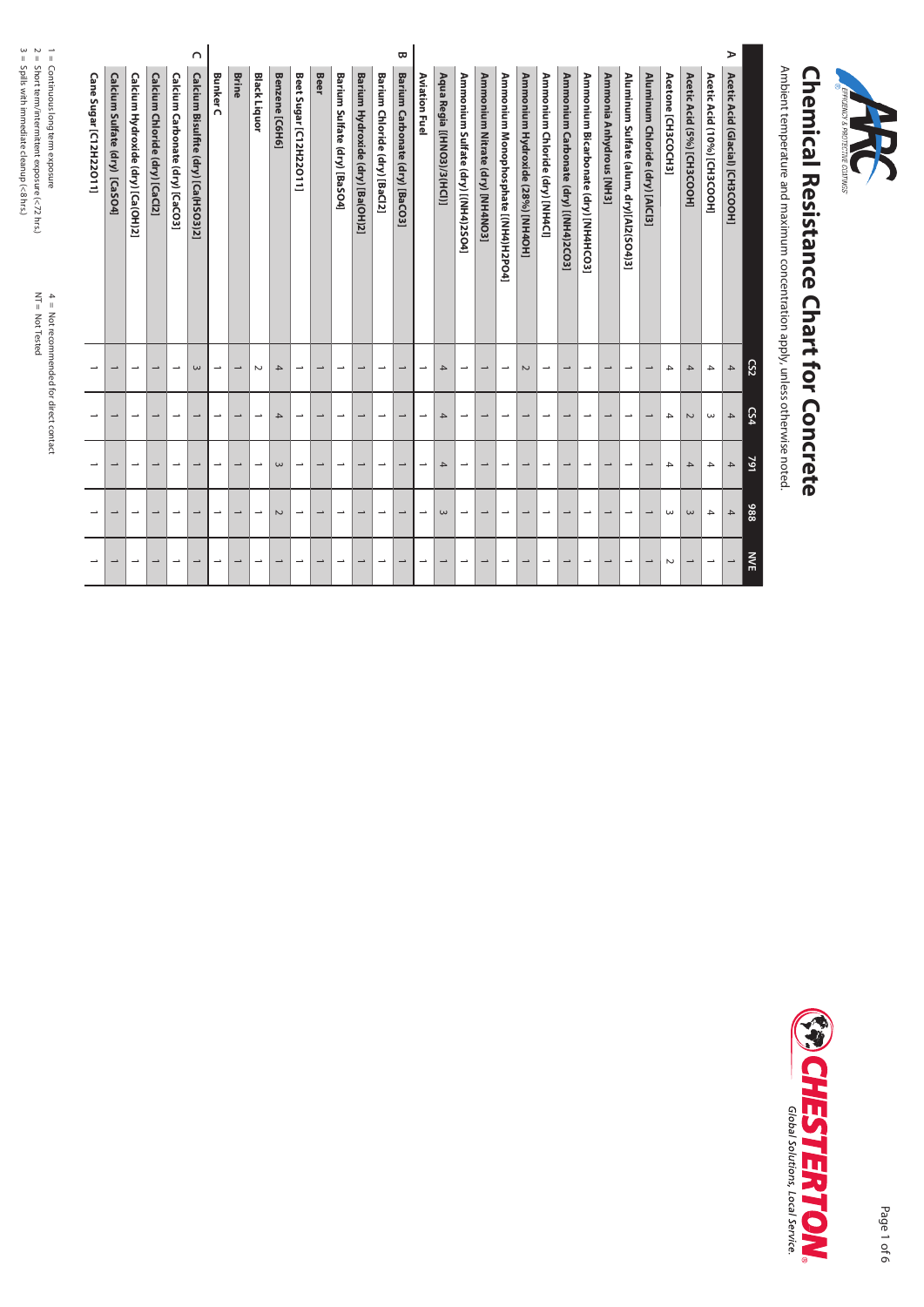# Chemical Resistance Chart for Concrete

Ambient temperature and maximum concentration apply, unless otherwise noted.

| | | CS2 | CS4 | 791 | 988 | NVE |
|---|---|---|---|---|---|---|
| **A** | **Acetic Acid (Glacial) [CH3COOH]** | 4 | 4 | 4 | 4 | 1 |
| | **Acetic Acid (10%) [CH3COOH]** | 4 | 3 | 4 | 4 | 1 |
| | **Acetic Acid (5%) [CH3COOH]** | 4 | 2 | 4 | 3 | 1 |
| | **Acetone [CH3COCH3]** | 4 | 4 | 4 | 3 | 2 |
| | **Aluminum Chloride (dry) [AlCl3]** | 1 | 1 | 1 | 1 | 1 |
| | **Aluminum Sulfate (alum, dry)[Al2(SO4)3]** | 1 | 1 | 1 | 1 | 1 |
| | **Ammonia Anhydrous [NH3]** | 1 | 1 | 1 | 1 | 1 |
| | **Ammonium Bicarbonate (dry) [NH4HCO3]** | 1 | 1 | 1 | 1 | 1 |
| | **Ammonium Carbonate (dry) [(NH4)2CO3]** | 1 | 1 | 1 | 1 | 1 |
| | **Ammonium Chloride (dry) [NH4Cl]** | 1 | 1 | 1 | 1 | 1 |
| | **Ammonium Hydroxide (28%) [NH4OH]** | 2 | 1 | 1 | 1 | 1 |
| | **Ammonium Monophosphate [(NH4)H2PO4]** | 1 | 1 | 1 | 1 | 1 |
| | **Ammonium Nitrate (dry) [NH4NO3]** | 1 | 1 | 1 | 1 | 1 |
| | **Ammonium Sulfate (dry) [(NH4)2SO4]** | 1 | 1 | 1 | 1 | 1 |
| | **Aqua Regia [(HNO3)/3(HCl)]** | 4 | 4 | 4 | 3 | 1 |
| | **Aviation Fuel** | 1 | 1 | 1 | 1 | 1 |
| **B** | **Barium Carbonate (dry) [BaCO3]** | 1 | 1 | 1 | 1 | 1 |
| | **Barium Chloride (dry) [BaCl2]** | 1 | 1 | 1 | 1 | 1 |
| | **Barium Hydroxide (dry) [Ba(OH)2]** | 1 | 1 | 1 | 1 | 1 |
| | **Barium Sulfate (dry) [BaSO4]** | 1 | 1 | 1 | 1 | 1 |
| | **Beer** | 1 | 1 | 1 | 1 | 1 |
| | **Beet Sugar [C12H22O11]** | 1 | 1 | 1 | 1 | 1 |
| | **Benzene [C6H6]** | 4 | 4 | 3 | 2 | 1 |
| | **Black Liquor** | 2 | 1 | 1 | 1 | 1 |
| | **Brine** | 1 | 1 | 1 | 1 | 1 |
| | **Bunker C** | 1 | 1 | 1 | 1 | 1 |
| **C** | **Calcium Bisulfite (dry) [Ca(HSO3)2]** | 3 | 1 | 1 | 1 | 1 |
| | **Calcium Carbonate (dry) [CaCO3]** | 1 | 1 | 1 | 1 | 1 |
| | **Calcium Chloride (dry) [CaCl2]** | 1 | 1 | 1 | 1 | 1 |
| | **Calcium Hydroxide (dry) [Ca(OH)2]** | 1 | 1 | 1 | 1 | 1 |
| | **Calcium Sulfate (dry) [CaSO4]** | 1 | 1 | 1 | 1 | 1 |
| | **Cane Sugar [C12H22O11]** | 1 | 1 | 1 | 1 | 1 |

1 = Continuous long term exposure
2 = Short term/intermittent exposure (<72 hrs.)
3 = Spills with immediate cleanup (<8 hrs.)
4 = Not recommended for direct contact
NT = Not Tested

*Global Solutions, Local Service.*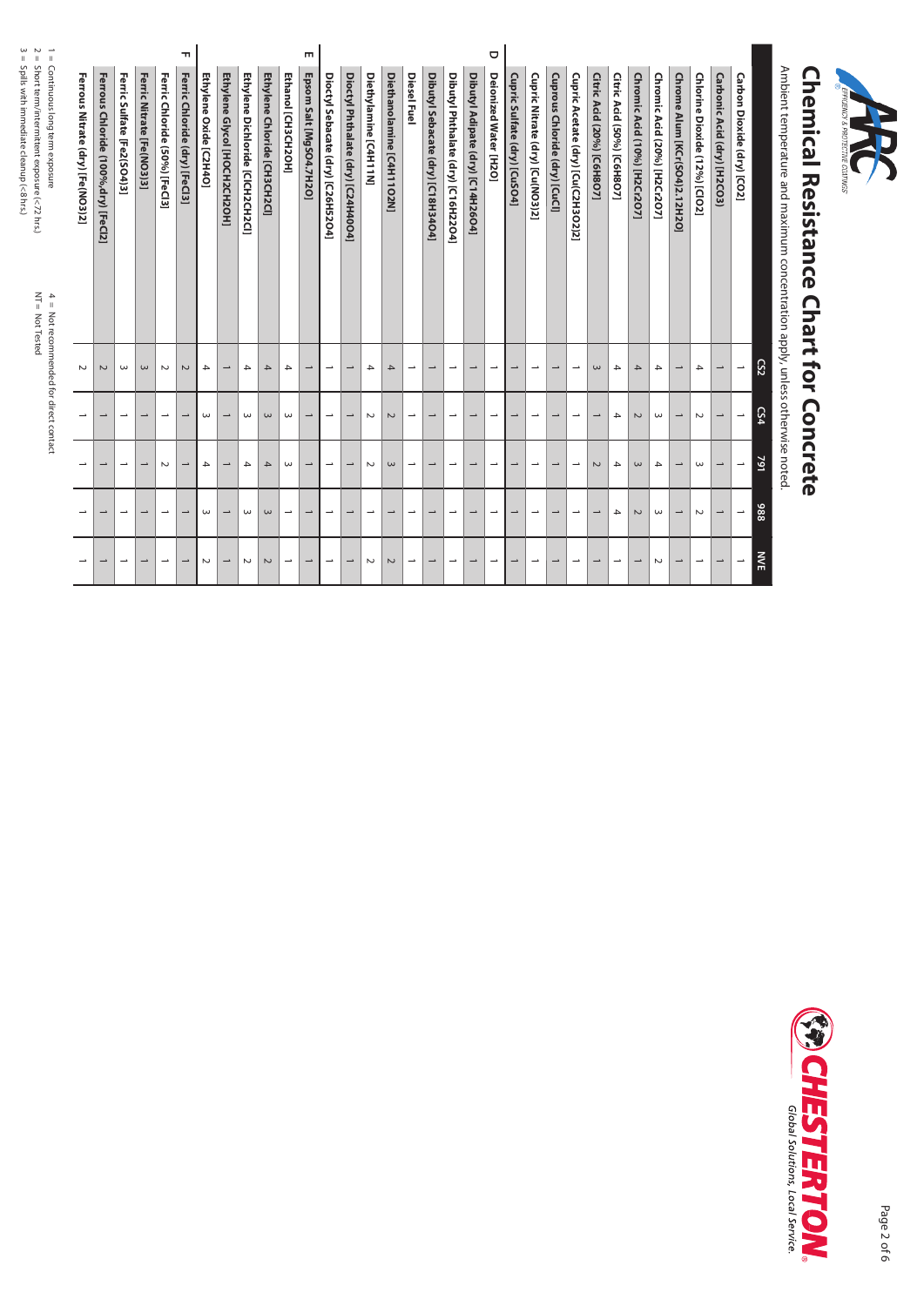# Chemical Resistance Chart for Concrete

Ambient temperature and maximum concentration apply, unless otherwise noted.

| | CS2 | CS4 | 791 | 988 | NVE |
|---|---|---|---|---|---|
| Carbon Dioxide (dry) [CO2] | 1 | 1 | 1 | 1 | 1 |
| Carbonic Acid (dry) [H2CO3] | 1 | 1 | 1 | 1 | 1 |
| Chlorine Dioxide (12%) [ClO2] | 4 | 2 | 3 | 2 | 1 |
| Chrome Alum [KCr(SO4)2.12H2O] | 1 | 1 | 1 | 1 | 1 |
| Chromic Acid (20%) [H2CrO7] | 4 | 3 | 4 | 3 | 2 |
| Chromic Acid (10%) [H2CrO7] | 4 | 2 | 3 | 2 | 1 |
| Citric Acid (50%) [C6H8O7] | 4 | 4 | 4 | 4 | 1 |
| Citric Acid (20%) [C6H8O7] | 3 | 1 | 2 | 1 | 1 |
| Cupric Acetate (dry) [Cu(C2H3O2)2] | 1 | 1 | 1 | 1 | 1 |
| Cuprous Chloride (dry) [CuCl] | 1 | 1 | 1 | 1 | 1 |
| Cupric Nitrate (dry) [Cu(NO3)2] | 1 | 1 | 1 | 1 | 1 |
| Cupric Sulfate (dry) [CuSO4] | 1 | 1 | 1 | 1 | 1 |
| **D** | | | | | |
| Deionized Water [H2O] | 1 | 1 | 1 | 1 | 1 |
| Dibutyl Adipate (dry) [C14H26O4] | 1 | 1 | 1 | 1 | 1 |
| Dibutyl Phthalate (dry) [C16H22O4] | 1 | 1 | 1 | 1 | 1 |
| Dibutyl Sebacate (dry) [C18H34O4] | 1 | 1 | 1 | 1 | 1 |
| Diesel Fuel | 1 | 1 | 1 | 1 | 1 |
| Diethanolamine [C4H11O2N] | 4 | 2 | 3 | 1 | 2 |
| Diethylamine [C4H11N] | 4 | 2 | 2 | 1 | 2 |
| Dioctyl Phthalate (dry) [C24H40O4] | 1 | 1 | 1 | 1 | 1 |
| Dioctyl Sebacate (dry) [C26H52O4] | 1 | 1 | 1 | 1 | 1 |
| **E** | | | | | |
| Epsom Salt [MgSO4.7H2O] | 1 | 1 | 1 | 1 | 1 |
| Ethanol [CH3CH2OH] | 4 | 3 | 3 | 1 | 1 |
| Ethylene Chloride [CH3CH2Cl] | 4 | 3 | 4 | 3 | 2 |
| Ethylene Dichloride [ClCH2CH2Cl] | 4 | 3 | 4 | 3 | 2 |
| Ethylene Glycol [HOCH2CH2OH] | 1 | 1 | 1 | 1 | 1 |
| Ethylene Oxide [C2H4O] | 4 | 3 | 4 | 3 | 2 |
| **F** | | | | | |
| Ferric Chloride (dry) [FeCl3] | 2 | 1 | 1 | 1 | 1 |
| Ferric Chloride (50%) [FeCl3] | 2 | 1 | 2 | 1 | 1 |
| Ferric Nitrate [Fe(NO3)3] | 3 | 1 | 1 | 1 | 1 |
| Ferric Sulfate [Fe2(SO4)3] | 3 | 1 | 1 | 1 | 1 |
| Ferrous Chloride (100%,dry) [FeCl2] | 2 | 1 | 1 | 1 | 1 |
| Ferrous Nitrate (dry) [Fe(NO3)2] | 2 | 1 | 1 | 1 | 1 |

1 = Continuous long term exposure
2 = Short term/intermittent exposure (< 72 hrs.)
3 = Spills with immediate cleanup (< 8 hrs.)
4 = Not recommended for direct contact
NT = Not Tested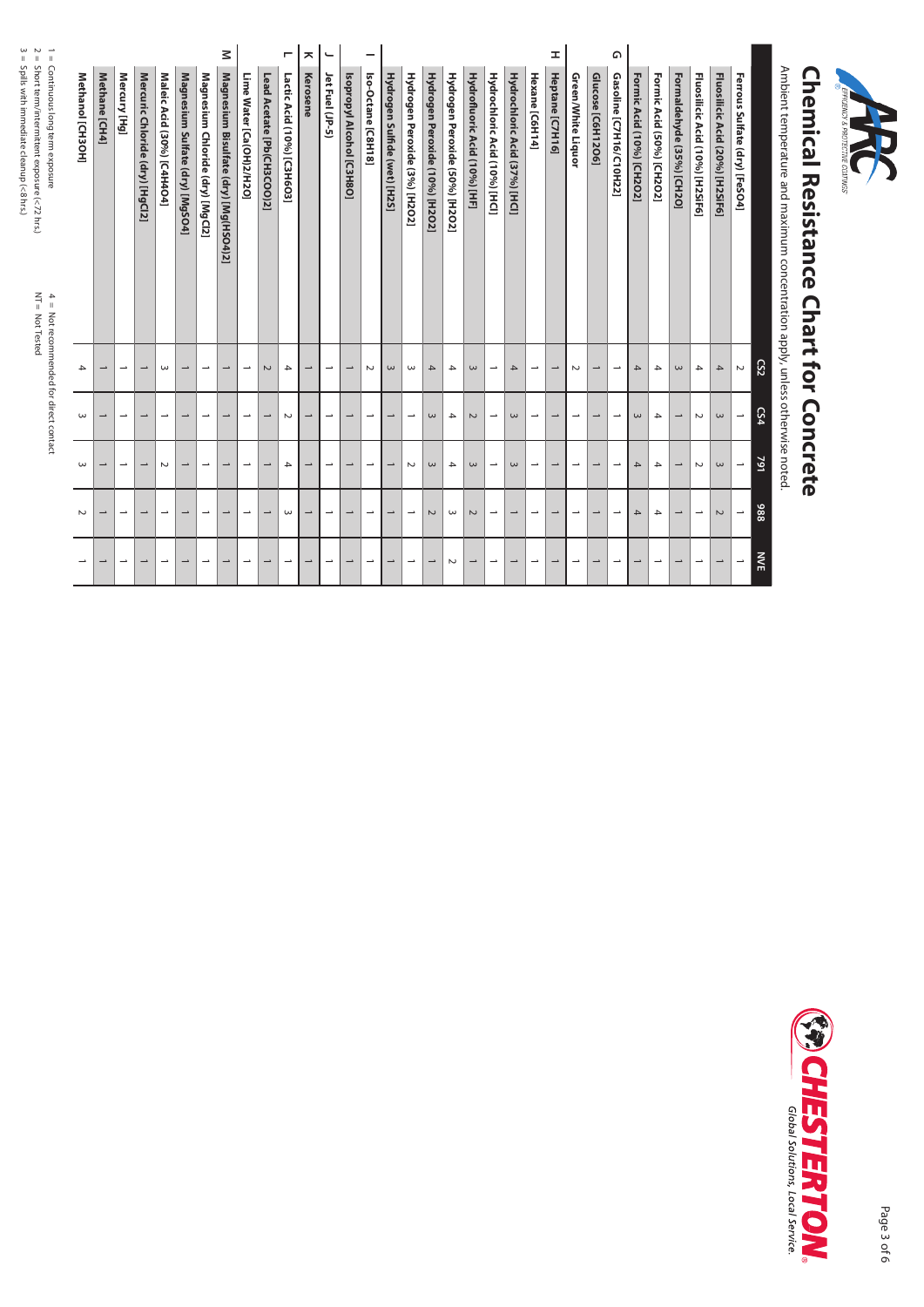# Chemical Resistance Chart for Concrete

Ambient temperature and maximum concentration apply, unless otherwise noted.

| | | CS2 | CS4 | 791 | 988 | NVE |
|---|---|---|---|---|---|---|
| | Ferrous Sulfate (dry) [$FeSO_4$] | 2 | 1 | 1 | 1 | 1 |
| | Fluosilicic Acid (20%) [$H_2SiF_6$] | 4 | 3 | 3 | 2 | 1 |
| | Fluosilicic Acid (10%) [$H_2SiF_6$] | 4 | 2 | 2 | 1 | 1 |
| | Formaldehyde (35%) [$CH_2O$] | 3 | 1 | 1 | 1 | 1 |
| | Formic Acid (50%) [$CH_2O_2$] | 4 | 4 | 4 | 4 | 1 |
| | Formic Acid (10%) [$CH_2O_2$] | 4 | 3 | 4 | 4 | 1 |
| G | Gasoline [$C_7H_{16}$/$C_{10}H_{22}$] | 1 | 1 | 1 | 1 | 1 |
| | Glucose [$C_6H_{12}O_6$] | 1 | 1 | 1 | 1 | 1 |
| | Green/White Liquor | 2 | 1 | 1 | 1 | 1 |
| H | Heptane [$C_7H_{16}$] | 1 | 1 | 1 | 1 | 1 |
| | Hexane [$C_6H_{14}$] | 1 | 1 | 1 | 1 | 1 |
| | Hydrochloric Acid (37%) [HCl] | 4 | 3 | 3 | 1 | 1 |
| | Hydrochloric Acid (10%) [HCl] | 1 | 1 | 1 | 1 | 1 |
| | Hydrofluoric Acid (10%) [HF] | 3 | 2 | 3 | 2 | 1 |
| | Hydrogen Peroxide (50%) [$H_2O_2$] | 4 | 4 | 4 | 3 | 2 |
| | Hydrogen Peroxide (10%) [$H_2O_2$] | 4 | 3 | 3 | 2 | 1 |
| | Hydrogen Peroxide (3%) [$H_2O_2$] | 3 | 1 | 2 | 1 | 1 |
| | Hydrogen Sulfide (wet) [$H_2S$] | 3 | 1 | 1 | 1 | 1 |
| I | Iso-Octane [$C_8H_{18}$] | 2 | 1 | 1 | 1 | 1 |
| | Isopropyl Alcohol [$C_3H_8O$] | 1 | 1 | 1 | 1 | 1 |
| J | Jet Fuel (JP-5) | 1 | 1 | 1 | 1 | 1 |
| K | Kerosene | 1 | 1 | 1 | 1 | 1 |
| L | Lactic Acid (10%) [$C_3H_6O_3$] | 4 | 2 | 4 | 3 | 1 |
| | Lead Acetate [$Pb(CH_3COO)_2$] | 2 | 1 | 1 | 1 | 1 |
| | Lime Water [$Ca(OH)_2$/$H_2O$] | 1 | 1 | 1 | 1 | 1 |
| M | Magnesium Bisulfate (dry) [$Mg(HSO_4)_2$] | 1 | 1 | 1 | 1 | 1 |
| | Magnesium Chloride (dry) [$MgCl_2$] | 1 | 1 | 1 | 1 | 1 |
| | Magnesium Sulfate (dry) [$MgSO_4$] | 1 | 1 | 1 | 1 | 1 |
| | Maleic Acid (30%) [$C_4H_4O_4$] | 3 | 1 | 2 | 1 | 1 |
| | Mercuric Chloride (dry) [$HgCl_2$] | 1 | 1 | 1 | 1 | 1 |
| | Mercury [Hg] | 1 | 1 | 1 | 1 | 1 |
| | Methane [$CH_4$] | 1 | 1 | 1 | 1 | 1 |
| | Methanol [$CH_3OH$] | 4 | 3 | 3 | 2 | 1 |

1 = Continuous long term exposure
2 = Short term/intermittent exposure (<72 hrs.)
3 = Spills with immediate cleanup (<8 hrs.)
4 = Not recommended for direct contact
NT = Not Tested

CHESTERTON® *Global Solutions, Local Service.*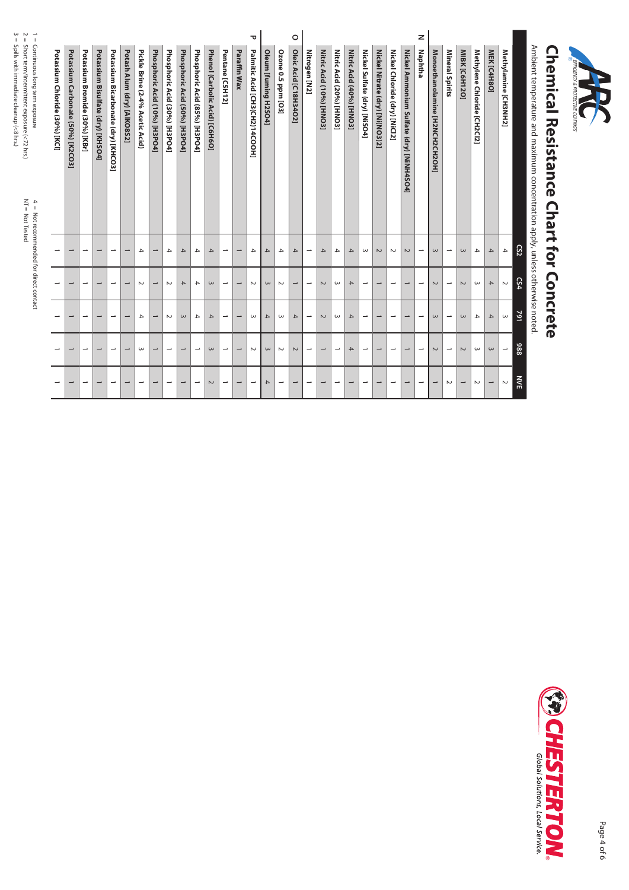# Chemical Resistance Chart for Concrete

Ambient temperature and maximum concentration apply, unless otherwise noted.

| | | CS2 | CS4 | 791 | 988 | NVE |
|---|---|---|---|---|---|---|
| | Methylamine [CH3NH2] | 4 | 2 | 3 | 1 | 2 |
| | MEK [C4H8O] | 4 | 4 | 4 | 3 | 1 |
| | Methylene Chloride [CH2Cl2] | 4 | 3 | 4 | 3 | 2 |
| | MIBK [C6H12O] | 3 | 2 | 3 | 2 | 1 |
| | Mineral Spirits | 1 | 1 | 1 | 1 | 2 |
| | Monoethanolamine [H2NCH2CH2OH] | 3 | 2 | 3 | 2 | 1 |
| **N** | Naphtha | 1 | 1 | 1 | 1 | 1 |
| | Nickel Ammonium Sulfate (dry) [NiNH4SO4] | 2 | 1 | 1 | 1 | 1 |
| | Nickel Chloride (dry) [NiCl2] | 2 | 1 | 1 | 1 | 1 |
| | Nickel Nitrate (dry) [Ni(NO3)2] | 2 | 1 | 1 | 1 | 1 |
| | Nickel Sulfate (dry) [NiSO4] | 3 | 1 | 1 | 1 | 1 |
| | Nitric Acid (40%) [HNO3] | 4 | 4 | 4 | 4 | 1 |
| | Nitric Acid (20%) [HNO3] | 4 | 3 | 3 | 1 | 1 |
| | Nitric Acid (10%) [HNO3] | 4 | 2 | 2 | 1 | 1 |
| | Nitrogen [N2] | 1 | 1 | 1 | 1 | 1 |
| **O** | Oleic Acid [C18H34O2] | 4 | 1 | 4 | 2 | 1 |
| | Ozone 0.5 ppm [O3] | 4 | 2 | 3 | 2 | 1 |
| | Oleum (fuming H2SO4) | 4 | 3 | 4 | 3 | 4 |
| **P** | Palmitic Acid [CH3(CH2)14COOH] | 4 | 2 | 3 | 2 | 1 |
| | Paraffin Wax | 1 | 1 | 1 | 1 | 1 |
| | Pentane [C5H12] | 1 | 1 | 1 | 1 | 1 |
| | Phenol (Carbolic Acid) [C6H6O] | 4 | 3 | 4 | 3 | 2 |
| | Phosphoric Acid (85%) [H3PO4] | 4 | 4 | 4 | 1 | 1 |
| | Phosphoric Acid (50%) [H3PO4] | 4 | 4 | 3 | 1 | 1 |
| | Phosphoric Acid (30%) [H3PO4] | 4 | 2 | 2 | 1 | 1 |
| | Phosphoric Acid (10%) [H3PO4] | 1 | 1 | 1 | 1 | 1 |
| | Pickle Brine (2-4% Acetic Acid) | 4 | 2 | 4 | 3 | 1 |
| | Potash Alum (dry) [AlKO8S2] | 1 | 1 | 1 | 1 | 1 |
| | Potassium Bicarbonate (dry) [KHCO3] | 1 | 1 | 1 | 1 | 1 |
| | Potassium Bisulfate (dry) [KHSO4] | 1 | 1 | 1 | 1 | 1 |
| | Potassium Bromide (30%) [KBr] | 1 | 1 | 1 | 1 | 1 |
| | Potassium Carbonate (50%) [K2CO3] | 1 | 1 | 1 | 1 | 1 |
| | Potassium Chloride (30%) [KCl] | 1 | 1 | 1 | 1 | 1 |

1 = Continuous long term exposure
2 = Short term/intermittent exposure (<72 hrs.)
3 = Spills with immediate cleanup (<8 hrs.)
4 = Not recommended for direct contact
NT = Not Tested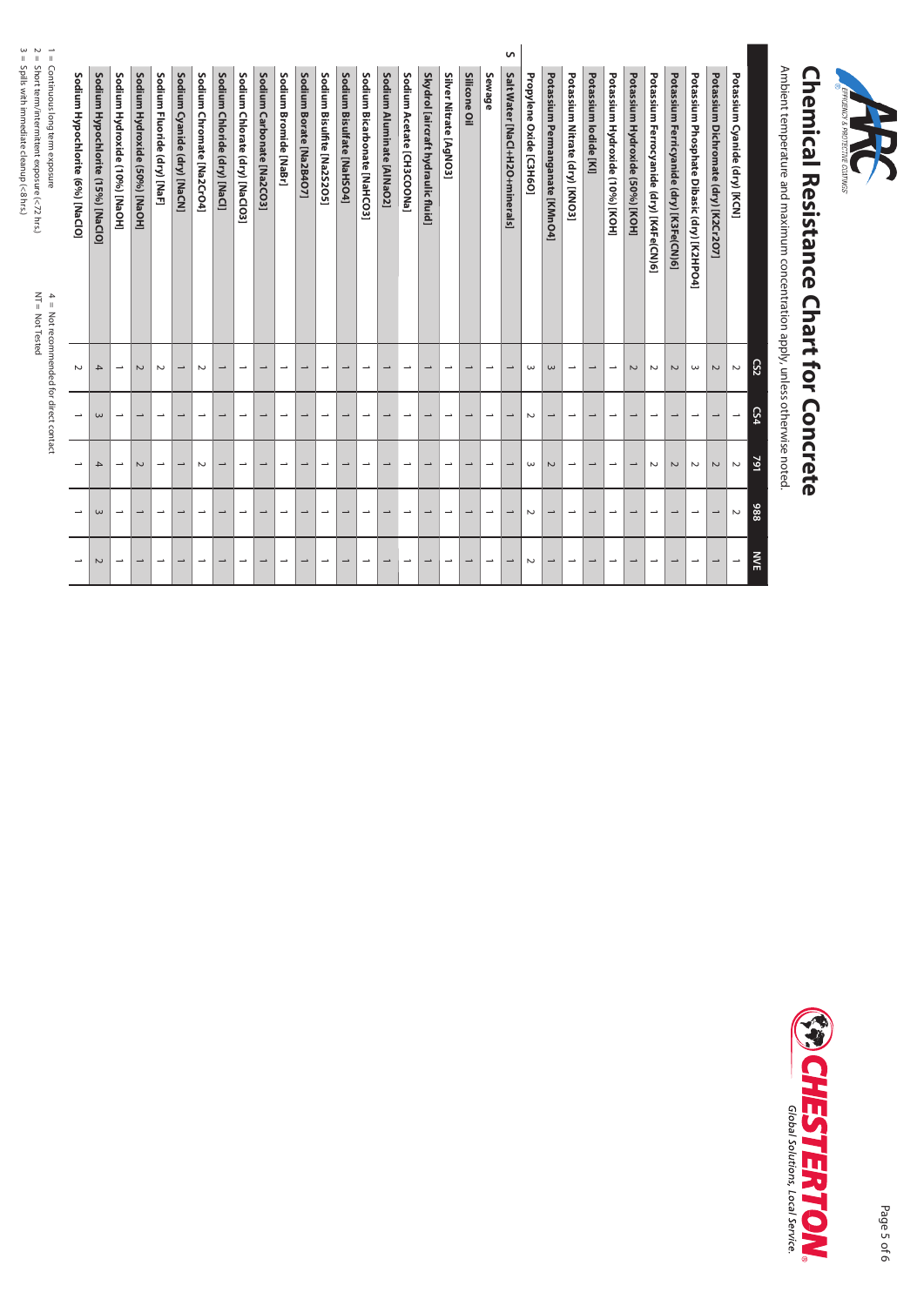# Chemical Resistance Chart for Concrete

Ambient temperature and maximum concentration apply, unless otherwise noted.

| | CS2 | CS4 | 791 | 988 | NVE |
|---|---|---|---|---|---|
| Potassium Cyanide (dry) [KCN] | 2 | 1 | 2 | 2 | 1 |
| Potassium Dichromate (dry) [K2Cr2O7] | 2 | 1 | 2 | 1 | 1 |
| Potassium Phosphate Dibasic (dry) [K2HPO4] | 3 | 1 | 2 | 1 | 1 |
| Potassium Ferricyanide (dry) [K3Fe(CN)6] | 2 | 1 | 2 | 1 | 1 |
| Potassium Ferrocyanide (dry) [K4Fe(CN)6] | 2 | 1 | 2 | 1 | 1 |
| Potassium Hydroxide (50%) [KOH] | 2 | 1 | 1 | 1 | 1 |
| Potassium Hydroxide (10%) [KOH] | 1 | 1 | 1 | 1 | 1 |
| Potassium Iodide [KI] | 1 | 1 | 1 | 1 | 1 |
| Potassium Nitrate (dry) [KNO3] | 1 | 1 | 1 | 1 | 1 |
| Potassium Permanganate [KMnO4] | 3 | 1 | 2 | 1 | 1 |
| Propylene Oxide [C3H6O] | 3 | 2 | 3 | 2 | 2 |
| **S** | | | | | |
| Salt Water [NaCl+H2O+minerals] | 1 | 1 | 1 | 1 | 1 |
| Sewage | 1 | 1 | 1 | 1 | 1 |
| Silicone Oil | 1 | 1 | 1 | 1 | 1 |
| Silver Nitrate [AgNO3] | 1 | 1 | 1 | 1 | 1 |
| Skydrol [aircraft hydraulic fluid] | 1 | 1 | 1 | 1 | 1 |
| Sodium Acetate [CH3COONa] | 1 | 1 | 1 | 1 | 1 |
| Sodium Aluminate [AlNaO2] | 1 | 1 | 1 | 1 | 1 |
| Sodium Bicarbonate [NaHCO3] | 1 | 1 | 1 | 1 | 1 |
| Sodium Bisulfate [NaHSO4] | 1 | 1 | 1 | 1 | 1 |
| Sodium Bisulfite [Na2S2O5] | 1 | 1 | 1 | 1 | 1 |
| Sodium Borate [Na2B4O7] | 1 | 1 | 1 | 1 | 1 |
| Sodium Bromide [NaBr] | 1 | 1 | 1 | 1 | 1 |
| Sodium Carbonate [Na2CO3] | 1 | 1 | 1 | 1 | 1 |
| Sodium Chlorate (dry) [NaClO3] | 1 | 1 | 1 | 1 | 1 |
| Sodium Chloride (dry) [NaCl] | 1 | 1 | 1 | 1 | 1 |
| Sodium Chromate [Na2CrO4] | 2 | 1 | 2 | 1 | 1 |
| Sodium Cyanide (dry) [NaCN] | 1 | 1 | 1 | 1 | 1 |
| Sodium Fluoride (dry) [NaF] | 2 | 1 | 1 | 1 | 1 |
| Sodium Hydroxide (50%) [NaOH] | 2 | 1 | 2 | 1 | 1 |
| Sodium Hydroxide (10%) [NaOH] | 1 | 1 | 1 | 1 | 1 |
| Sodium Hypochlorite (15%) [NaClO] | 4 | 3 | 4 | 3 | 2 |
| Sodium Hypochlorite (6%) [NaClO] | 2 | 1 | 1 | 1 | 1 |

1 = Continuous long term exposure
2 = Short term/intermittent exposure (<72 hrs.)
3 = Spills with immediate cleanup (<8 hrs.)
4 = Not recommended for direct contact
NT = Not Tested

*Global Solutions, Local Service.*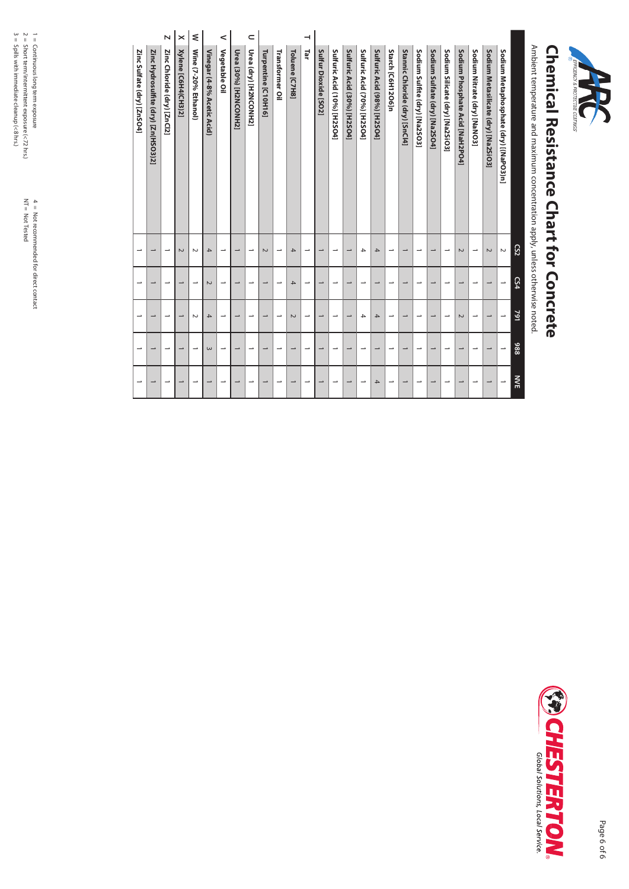# Chemical Resistance Chart for Concrete

Ambient temperature and maximum concentration apply, unless otherwise noted.

| | | CS2 | CS4 | 791 | 988 | NVE |
|---|---|---|---|---|---|---|
| | Sodium Metaphosphate (dry) [(NaPO3)n] | 2 | 1 | 1 | 1 | 1 |
| | Sodium Metasilicate (dry) [Na2SiO3] | 2 | 1 | 1 | 1 | 1 |
| | Sodium Nitrate (dry) [NaNO3] | 1 | 1 | 1 | 1 | 1 |
| | Sodium Phosphate Acid [NaH2PO4] | 2 | 1 | 2 | 1 | 1 |
| | Sodium Silicate (dry) [Na2SiO3] | 1 | 1 | 1 | 1 | 1 |
| | Sodium Sulfate (dry) [Na2SO4] | 1 | 1 | 1 | 1 | 1 |
| | Sodium Sulfite (dry) [Na2SO3] | 1 | 1 | 1 | 1 | 1 |
| | Stannic Chloride (dry) [SnCl4] | 1 | 1 | 1 | 1 | 1 |
| | Starch [C6H12O6]n | 1 | 1 | 1 | 1 | 1 |
| | Sulfuric Acid (98%) [H2SO4] | 4 | 1 | 4 | 1 | 4 |
| | Sulfuric Acid (70%) [H2SO4] | 4 | 1 | 4 | 1 | 1 |
| | Sulfuric Acid (30%) [H2SO4] | 1 | 1 | 1 | 1 | 1 |
| | Sulfuric Acid (10%) [H2SO4] | 1 | 1 | 1 | 1 | 1 |
| | Sulfur Dioxide [SO2] | 1 | 1 | 1 | 1 | 1 |
| T | Tar | 1 | 1 | 1 | 1 | 1 |
| | Toluene [C7H8] | 4 | 4 | 2 | 1 | 1 |
| | Transformer Oil | 1 | 1 | 1 | 1 | 1 |
| | Turpentine [C10H16] | 2 | 1 | 1 | 1 | 1 |
| U | Urea (dry) [H2NCONH2] | 1 | 1 | 1 | 1 | 1 |
| | Urea (30%) [H2NCONH2] | 1 | 1 | 1 | 1 | 1 |
| V | Vegetable Oil | 1 | 1 | 1 | 1 | 1 |
| | Vinegar (4-8% Acetic Acid) | 4 | 2 | 4 | 3 | 1 |
| W | Wine (7-20% Ethanol) | 2 | 1 | 2 | 1 | 1 |
| X | Xylene [C6H4(CH3)2] | 2 | 1 | 1 | 1 | 1 |
| Z | Zinc Chloride (dry) [ZnCl2] | 1 | 1 | 1 | 1 | 1 |
| | Zinc Hydrosulfite (dry) [Zn(HSO3)2] | 1 | 1 | 1 | 1 | 1 |
| | Zinc Sulfate (dry) [ZnSO4] | 1 | 1 | 1 | 1 | 1 |

1 = Continuous long term exposure
2 = Short term/intermittent exposure (<72 hrs.)
3 = Spills with immediate cleanup (<8 hrs.)
4 = Not recommended for direct contact
NT = Not Tested

CHESTERTON® Global Solutions, Local Service.